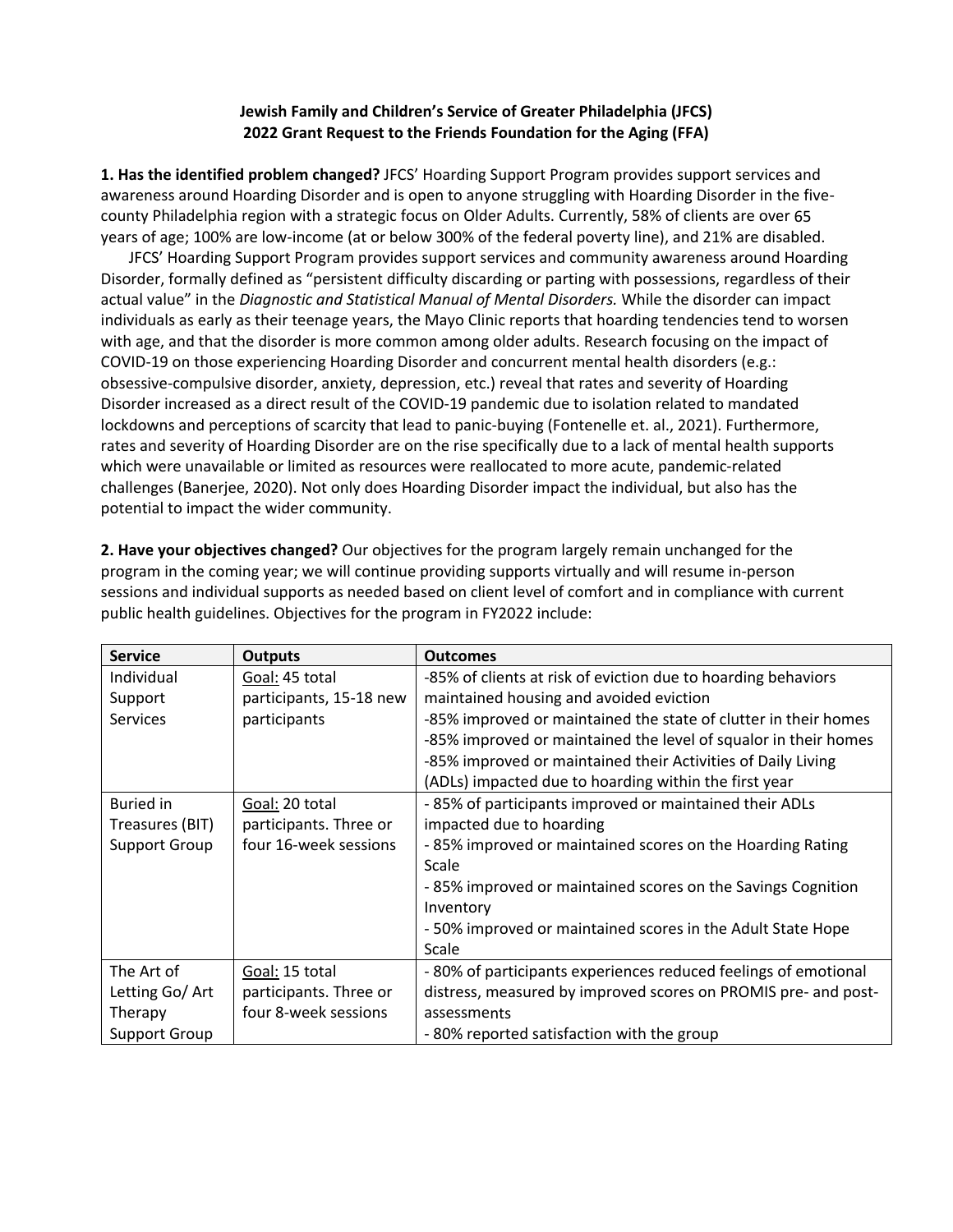**Jewish Family and Children's Service of Greater Philadelphia (JFCS)**
**2022 Grant Request to the Friends Foundation for the Aging (FFA)**

**1. Has the identified problem changed?** JFCS' Hoarding Support Program provides support services and awareness around Hoarding Disorder and is open to anyone struggling with Hoarding Disorder in the five-county Philadelphia region with a strategic focus on Older Adults. Currently, 58% of clients are over 65 years of age; 100% are low-income (at or below 300% of the federal poverty line), and 21% are disabled.

JFCS' Hoarding Support Program provides support services and community awareness around Hoarding Disorder, formally defined as "persistent difficulty discarding or parting with possessions, regardless of their actual value" in the *Diagnostic and Statistical Manual of Mental Disorders.* While the disorder can impact individuals as early as their teenage years, the Mayo Clinic reports that hoarding tendencies tend to worsen with age, and that the disorder is more common among older adults. Research focusing on the impact of COVID-19 on those experiencing Hoarding Disorder and concurrent mental health disorders (e.g.: obsessive-compulsive disorder, anxiety, depression, etc.) reveal that rates and severity of Hoarding Disorder increased as a direct result of the COVID-19 pandemic due to isolation related to mandated lockdowns and perceptions of scarcity that lead to panic-buying (Fontenelle et. al., 2021). Furthermore, rates and severity of Hoarding Disorder are on the rise specifically due to a lack of mental health supports which were unavailable or limited as resources were reallocated to more acute, pandemic-related challenges (Banerjee, 2020). Not only does Hoarding Disorder impact the individual, but also has the potential to impact the wider community.

**2. Have your objectives changed?** Our objectives for the program largely remain unchanged for the program in the coming year; we will continue providing supports virtually and will resume in-person sessions and individual supports as needed based on client level of comfort and in compliance with current public health guidelines. Objectives for the program in FY2022 include:

| Service | Outputs | Outcomes |
|---|---|---|
| Individual Support Services | Goal: 45 total participants, 15-18 new participants | -85% of clients at risk of eviction due to hoarding behaviors maintained housing and avoided eviction<br>-85% improved or maintained the state of clutter in their homes<br>-85% improved or maintained the level of squalor in their homes<br>-85% improved or maintained their Activities of Daily Living (ADLs) impacted due to hoarding within the first year |
| Buried in Treasures (BIT) Support Group | Goal: 20 total participants. Three or four 16-week sessions | - 85% of participants improved or maintained their ADLs impacted due to hoarding<br>- 85% improved or maintained scores on the Hoarding Rating Scale<br>- 85% improved or maintained scores on the Savings Cognition Inventory<br>- 50% improved or maintained scores in the Adult State Hope Scale |
| The Art of Letting Go/ Art Therapy Support Group | Goal: 15 total participants. Three or four 8-week sessions | - 80% of participants experiences reduced feelings of emotional distress, measured by improved scores on PROMIS pre- and post-assessments<br>- 80% reported satisfaction with the group |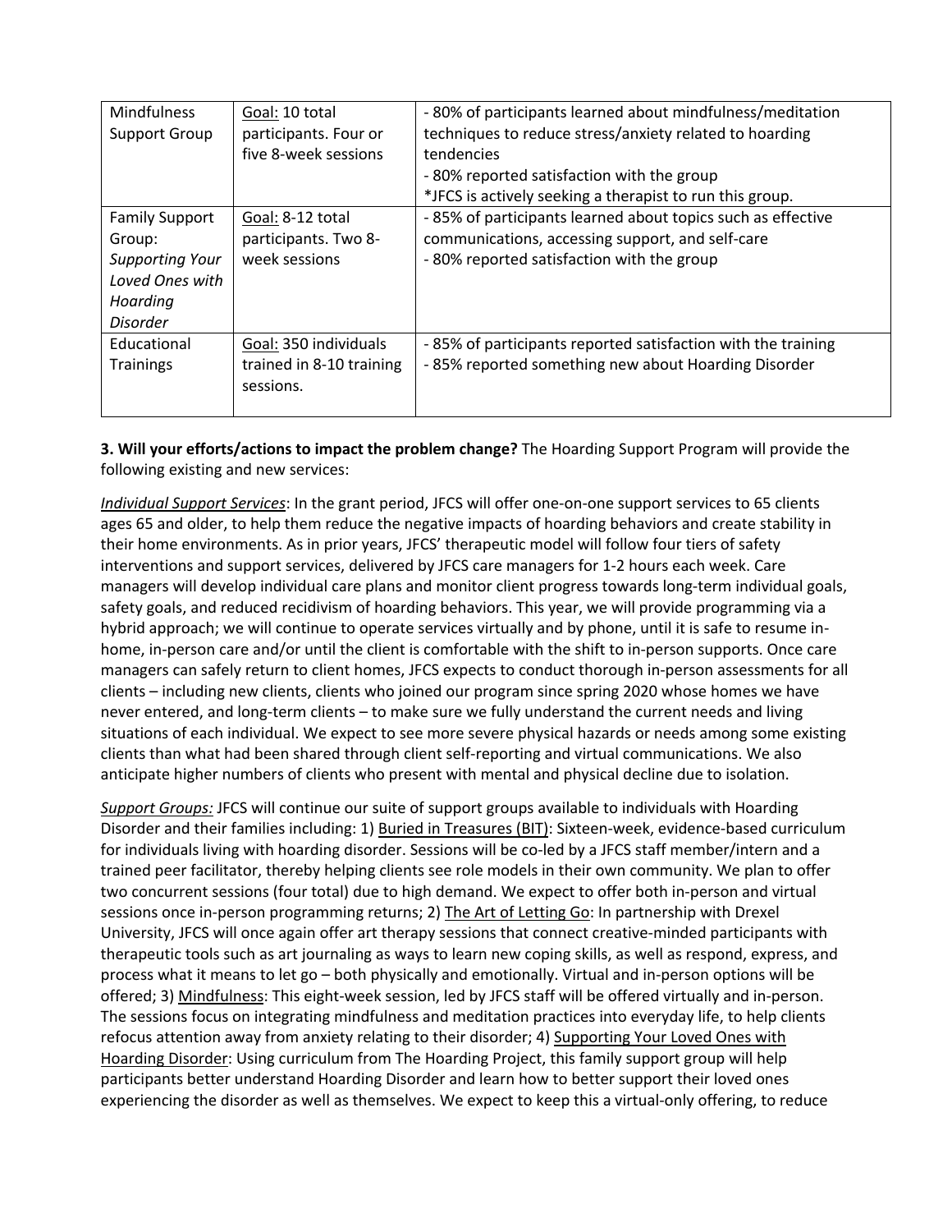| | | |
|---|---|---|
| Mindfulness Support Group | <u>Goal:</u> 10 total participants. Four or five 8-week sessions | - 80% of participants learned about mindfulness/meditation techniques to reduce stress/anxiety related to hoarding tendencies<br>- 80% reported satisfaction with the group<br>*JFCS is actively seeking a therapist to run this group. |
| Family Support Group: *Supporting Your Loved Ones with Hoarding Disorder* | <u>Goal:</u> 8-12 total participants. Two 8-week sessions | - 85% of participants learned about topics such as effective communications, accessing support, and self-care<br>- 80% reported satisfaction with the group |
| Educational Trainings | <u>Goal:</u> 350 individuals trained in 8-10 training sessions. | - 85% of participants reported satisfaction with the training<br>- 85% reported something new about Hoarding Disorder |

**3. Will your efforts/actions to impact the problem change?** The Hoarding Support Program will provide the following existing and new services:

***<u>Individual Support Services</u>***: In the grant period, JFCS will offer one-on-one support services to 65 clients ages 65 and older, to help them reduce the negative impacts of hoarding behaviors and create stability in their home environments. As in prior years, JFCS' therapeutic model will follow four tiers of safety interventions and support services, delivered by JFCS care managers for 1-2 hours each week. Care managers will develop individual care plans and monitor client progress towards long-term individual goals, safety goals, and reduced recidivism of hoarding behaviors. This year, we will provide programming via a hybrid approach; we will continue to operate services virtually and by phone, until it is safe to resume in-home, in-person care and/or until the client is comfortable with the shift to in-person supports. Once care managers can safely return to client homes, JFCS expects to conduct thorough in-person assessments for all clients – including new clients, clients who joined our program since spring 2020 whose homes we have never entered, and long-term clients – to make sure we fully understand the current needs and living situations of each individual. We expect to see more severe physical hazards or needs among some existing clients than what had been shared through client self-reporting and virtual communications. We also anticipate higher numbers of clients who present with mental and physical decline due to isolation.

***<u>Support Groups:</u>*** JFCS will continue our suite of support groups available to individuals with Hoarding Disorder and their families including: 1) <u>Buried in Treasures (BIT)</u>: Sixteen-week, evidence-based curriculum for individuals living with hoarding disorder. Sessions will be co-led by a JFCS staff member/intern and a trained peer facilitator, thereby helping clients see role models in their own community. We plan to offer two concurrent sessions (four total) due to high demand. We expect to offer both in-person and virtual sessions once in-person programming returns; 2) <u>The Art of Letting Go</u>: In partnership with Drexel University, JFCS will once again offer art therapy sessions that connect creative-minded participants with therapeutic tools such as art journaling as ways to learn new coping skills, as well as respond, express, and process what it means to let go – both physically and emotionally. Virtual and in-person options will be offered; 3) <u>Mindfulness</u>: This eight-week session, led by JFCS staff will be offered virtually and in-person. The sessions focus on integrating mindfulness and meditation practices into everyday life, to help clients refocus attention away from anxiety relating to their disorder; 4) <u>Supporting Your Loved Ones with Hoarding Disorder</u>: Using curriculum from The Hoarding Project, this family support group will help participants better understand Hoarding Disorder and learn how to better support their loved ones experiencing the disorder as well as themselves. We expect to keep this a virtual-only offering, to reduce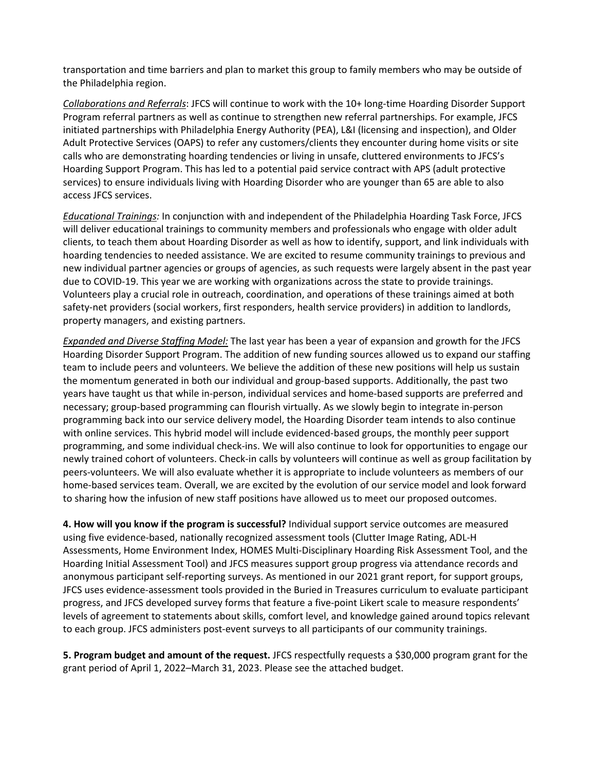transportation and time barriers and plan to market this group to family members who may be outside of the Philadelphia region.

*Collaborations and Referrals*: JFCS will continue to work with the 10+ long-time Hoarding Disorder Support Program referral partners as well as continue to strengthen new referral partnerships. For example, JFCS initiated partnerships with Philadelphia Energy Authority (PEA), L&I (licensing and inspection), and Older Adult Protective Services (OAPS) to refer any customers/clients they encounter during home visits or site calls who are demonstrating hoarding tendencies or living in unsafe, cluttered environments to JFCS's Hoarding Support Program. This has led to a potential paid service contract with APS (adult protective services) to ensure individuals living with Hoarding Disorder who are younger than 65 are able to also access JFCS services.

*Educational Trainings:* In conjunction with and independent of the Philadelphia Hoarding Task Force, JFCS will deliver educational trainings to community members and professionals who engage with older adult clients, to teach them about Hoarding Disorder as well as how to identify, support, and link individuals with hoarding tendencies to needed assistance. We are excited to resume community trainings to previous and new individual partner agencies or groups of agencies, as such requests were largely absent in the past year due to COVID-19. This year we are working with organizations across the state to provide trainings. Volunteers play a crucial role in outreach, coordination, and operations of these trainings aimed at both safety-net providers (social workers, first responders, health service providers) in addition to landlords, property managers, and existing partners.

*Expanded and Diverse Staffing Model:* The last year has been a year of expansion and growth for the JFCS Hoarding Disorder Support Program. The addition of new funding sources allowed us to expand our staffing team to include peers and volunteers. We believe the addition of these new positions will help us sustain the momentum generated in both our individual and group-based supports. Additionally, the past two years have taught us that while in-person, individual services and home-based supports are preferred and necessary; group-based programming can flourish virtually. As we slowly begin to integrate in-person programming back into our service delivery model, the Hoarding Disorder team intends to also continue with online services. This hybrid model will include evidenced-based groups, the monthly peer support programming, and some individual check-ins. We will also continue to look for opportunities to engage our newly trained cohort of volunteers. Check-in calls by volunteers will continue as well as group facilitation by peers-volunteers. We will also evaluate whether it is appropriate to include volunteers as members of our home-based services team. Overall, we are excited by the evolution of our service model and look forward to sharing how the infusion of new staff positions have allowed us to meet our proposed outcomes.

**4. How will you know if the program is successful?** Individual support service outcomes are measured using five evidence-based, nationally recognized assessment tools (Clutter Image Rating, ADL-H Assessments, Home Environment Index, HOMES Multi-Disciplinary Hoarding Risk Assessment Tool, and the Hoarding Initial Assessment Tool) and JFCS measures support group progress via attendance records and anonymous participant self-reporting surveys. As mentioned in our 2021 grant report, for support groups, JFCS uses evidence-assessment tools provided in the Buried in Treasures curriculum to evaluate participant progress, and JFCS developed survey forms that feature a five-point Likert scale to measure respondents' levels of agreement to statements about skills, comfort level, and knowledge gained around topics relevant to each group. JFCS administers post-event surveys to all participants of our community trainings.

**5. Program budget and amount of the request.** JFCS respectfully requests a $30,000 program grant for the grant period of April 1, 2022–March 31, 2023. Please see the attached budget.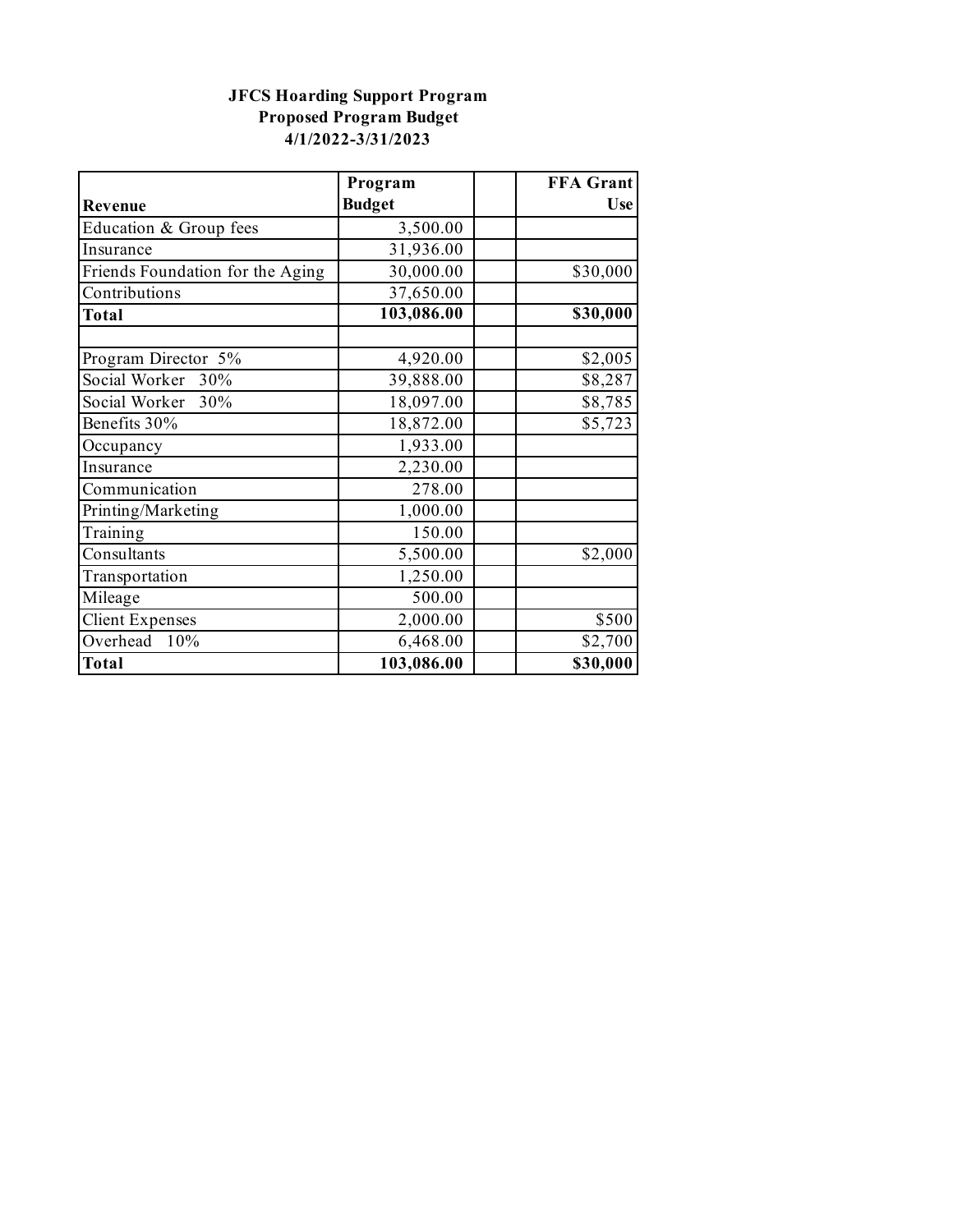**JFCS Hoarding Support Program**
**Proposed Program Budget**
**4/1/2022-3/31/2023**

| Revenue | Program Budget | | FFA Grant Use |
|---|---|---|---|
| Education & Group fees | 3,500.00 | | |
| Insurance | 31,936.00 | | |
| Friends Foundation for the Aging | 30,000.00 | | $30,000 |
| Contributions | 37,650.00 | | |
| **Total** | **103,086.00** | | **$30,000** |
| | | | |
| Program Director 5% | 4,920.00 | | $2,005 |
| Social Worker 30% | 39,888.00 | | $8,287 |
| Social Worker 30% | 18,097.00 | | $8,785 |
| Benefits 30% | 18,872.00 | | $5,723 |
| Occupancy | 1,933.00 | | |
| Insurance | 2,230.00 | | |
| Communication | 278.00 | | |
| Printing/Marketing | 1,000.00 | | |
| Training | 150.00 | | |
| Consultants | 5,500.00 | | $2,000 |
| Transportation | 1,250.00 | | |
| Mileage | 500.00 | | |
| Client Expenses | 2,000.00 | | $500 |
| Overhead 10% | 6,468.00 | | $2,700 |
| **Total** | **103,086.00** | | **$30,000** |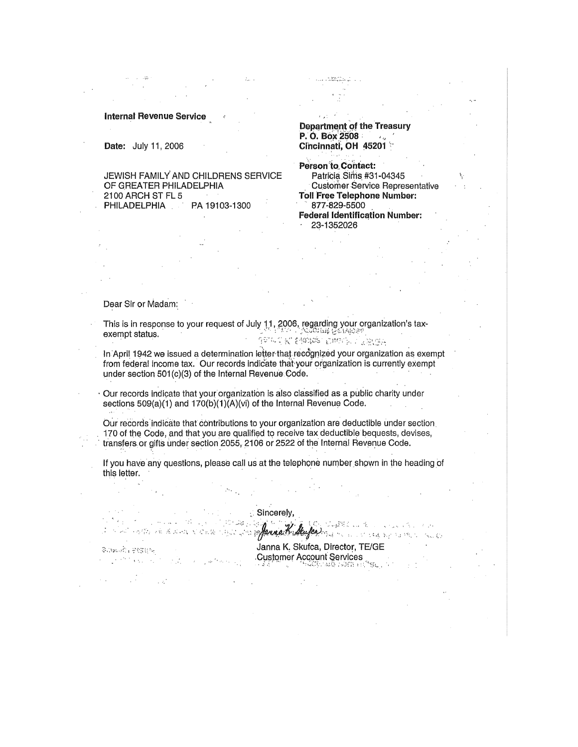**Internal Revenue Service**

**Date:** July 11, 2006

JEWISH FAMILY AND CHILDRENS SERVICE
OF GREATER PHILADELPHIA
2100 ARCH ST FL 5
PHILADELPHIA PA 19103-1300

**Department of the Treasury**
**P. O. Box 2508**
**Cincinnati, OH 45201**

**Person to Contact:**
Patricia Sims #31-04345
Customer Service Representative
**Toll Free Telephone Number:**
877-829-5500
**Federal Identification Number:**
23-1352026

Dear Sir or Madam:

This is in response to your request of July 11, 2006, regarding your organization's tax-exempt status.

In April 1942 we issued a determination letter that recognized your organization as exempt from federal income tax. Our records indicate that your organization is currently exempt under section 501(c)(3) of the Internal Revenue Code.

Our records indicate that your organization is also classified as a public charity under sections 509(a)(1) and 170(b)(1)(A)(vi) of the Internal Revenue Code.

Our records indicate that contributions to your organization are deductible under section 170 of the Code, and that you are qualified to receive tax deductible bequests, devises, transfers or gifts under section 2055, 2106 or 2522 of the Internal Revenue Code.

If you have any questions, please call us at the telephone number shown in the heading of this letter.

Sincerely,

Janna K. Skufca

Janna K. Skufca, Director, TE/GE
Customer Account Services